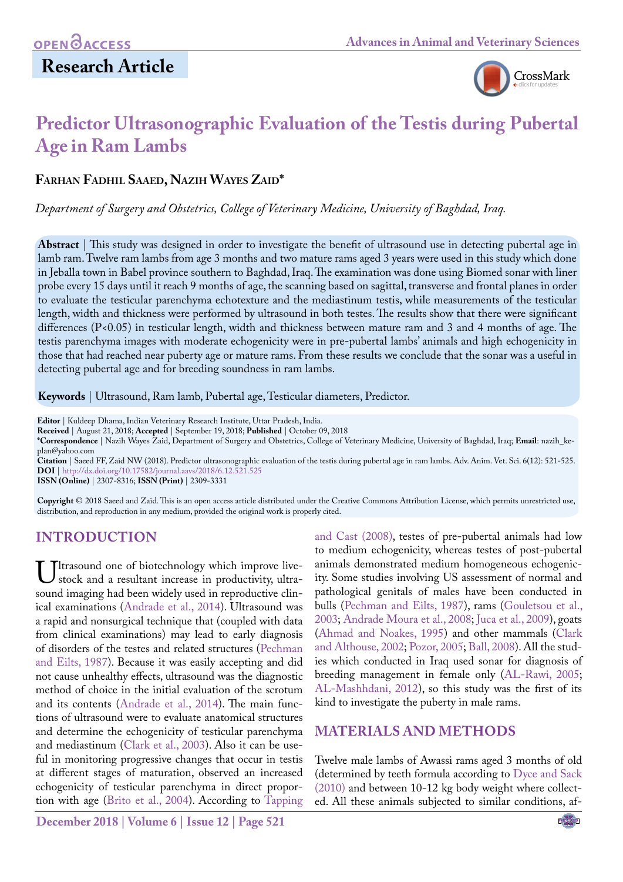OPEN ACCESS

Research Article

# Predictor Ultrasonographic Evaluation of the Testis during Pubertal Age in Ram Lambs

**Farhan Fadhil Saaed, Nazih Wayes Zaid***

*Department of Surgery and Obstetrics, College of Veterinary Medicine, University of Baghdad, Iraq.*

**Abstract** | This study was designed in order to investigate the benefit of ultrasound use in detecting pubertal age in lamb ram. Twelve ram lambs from age 3 months and two mature rams aged 3 years were used in this study which done in Jeballa town in Babel province southern to Baghdad, Iraq. The examination was done using Biomed sonar with liner probe every 15 days until it reach 9 months of age, the scanning based on sagittal, transverse and frontal planes in order to evaluate the testicular parenchyma echotexture and the mediastinum testis, while measurements of the testicular length, width and thickness were performed by ultrasound in both testes. The results show that there were significant differences ($P<0.05$) in testicular length, width and thickness between mature ram and 3 and 4 months of age. The testis parenchyma images with moderate echogenicity were in pre-pubertal lambs' animals and high echogenicity in those that had reached near puberty age or mature rams. From these results we conclude that the sonar was a useful in detecting pubertal age and for breeding soundness in ram lambs.

**Keywords** | Ultrasound, Ram lamb, Pubertal age, Testicular diameters, Predictor.

**Editor** | Kuldeep Dhama, Indian Veterinary Research Institute, Uttar Pradesh, India.
**Received** | August 21, 2018; **Accepted** | September 19, 2018; **Published** | October 09, 2018
***Correspondence** | Nazih Wayes Zaid, Department of Surgery and Obstetrics, College of Veterinary Medicine, University of Baghdad, Iraq; **Email**: nazih_keplan@yahoo.com
**Citation** | Saeed FF, Zaid NW (2018). Predictor ultrasonographic evaluation of the testis during pubertal age in ram lambs. Adv. Anim. Vet. Sci. 6(12): 521-525.
**DOI** | http://dx.doi.org/10.17582/journal.aavs/2018/6.12.521.525
**ISSN (Online)** | 2307-8316; **ISSN (Print)** | 2309-3331

**Copyright** © 2018 Saeed and Zaid. This is an open access article distributed under the Creative Commons Attribution License, which permits unrestricted use, distribution, and reproduction in any medium, provided the original work is properly cited.

## INTRODUCTION

Ultrasound one of biotechnology which improve livestock and a resultant increase in productivity, ultrasound imaging had been widely used in reproductive clinical examinations (Andrade et al., 2014). Ultrasound was a rapid and nonsurgical technique that (coupled with data from clinical examinations) may lead to early diagnosis of disorders of the testes and related structures (Pechman and Eilts, 1987). Because it was easily accepting and did not cause unhealthy effects, ultrasound was the diagnostic method of choice in the initial evaluation of the scrotum and its contents (Andrade et al., 2014). The main functions of ultrasound were to evaluate anatomical structures and determine the echogenicity of testicular parenchyma and mediastinum (Clark et al., 2003). Also it can be useful in monitoring progressive changes that occur in testis at different stages of maturation, observed an increased echogenicity of testicular parenchyma in direct proportion with age (Brito et al., 2004). According to Tapping and Cast (2008), testes of pre-pubertal animals had low to medium echogenicity, whereas testes of post-pubertal animals demonstrated medium homogeneous echogenicity. Some studies involving US assessment of normal and pathological genitals of males have been conducted in bulls (Pechman and Eilts, 1987), rams (Gouletsou et al., 2003; Andrade Moura et al., 2008; Juca et al., 2009), goats (Ahmad and Noakes, 1995) and other mammals (Clark and Althouse, 2002; Pozor, 2005; Ball, 2008). All the studies which conducted in Iraq used sonar for diagnosis of breeding management in female only (AL-Rawi, 2005; AL-Mashhdani, 2012), so this study was the first of its kind to investigate the puberty in male rams.

## MATERIALS AND METHODS

Twelve male lambs of Awassi rams aged 3 months of old (determined by teeth formula according to Dyce and Sack (2010) and between 10-12 kg body weight where collected. All these animals subjected to similar conditions, af-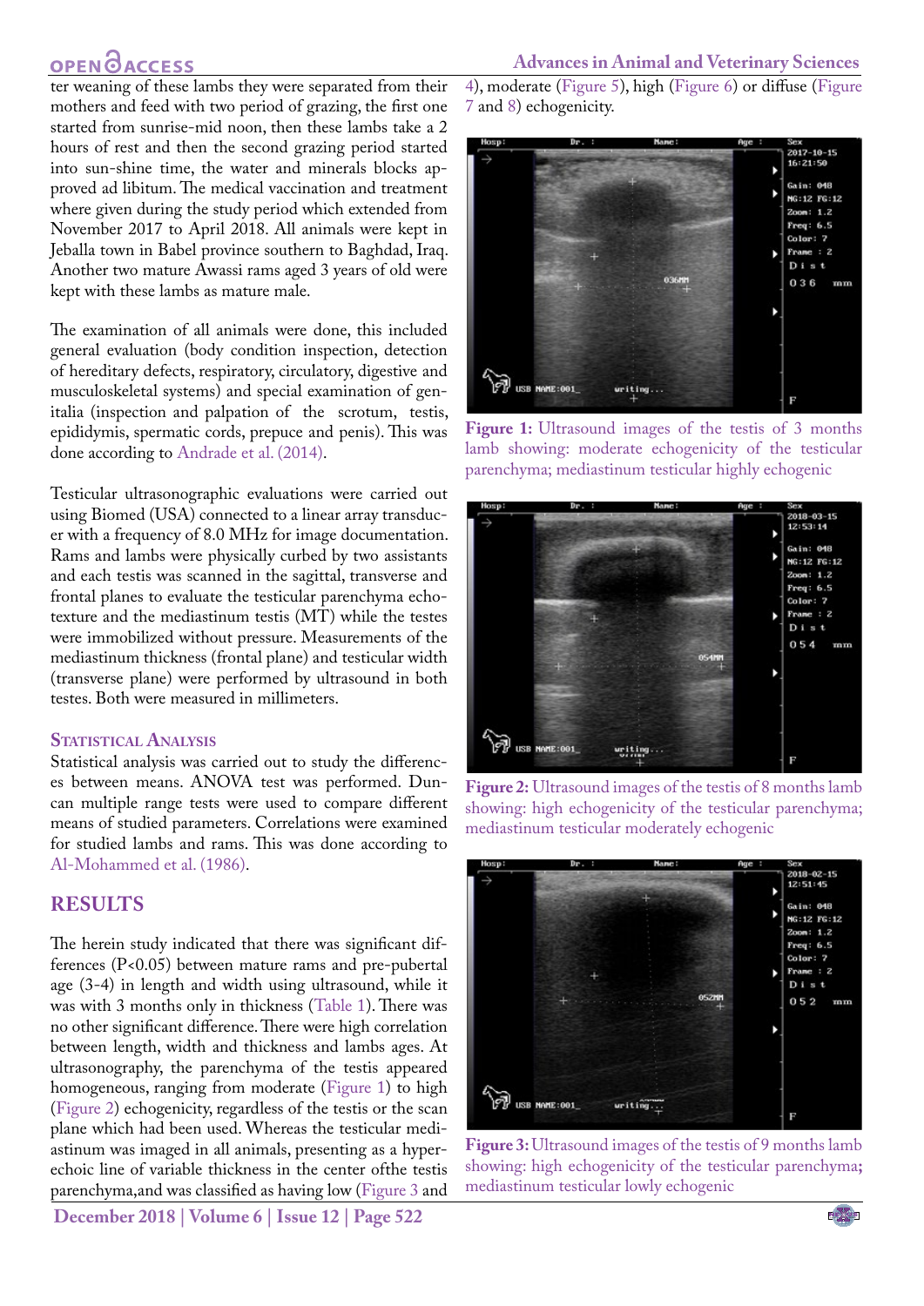ter weaning of these lambs they were separated from their mothers and feed with two period of grazing, the first one started from sunrise-mid noon, then these lambs take a 2 hours of rest and then the second grazing period started into sun-shine time, the water and minerals blocks approved ad libitum. The medical vaccination and treatment where given during the study period which extended from November 2017 to April 2018. All animals were kept in Jeballa town in Babel province southern to Baghdad, Iraq. Another two mature Awassi rams aged 3 years of old were kept with these lambs as mature male.

The examination of all animals were done, this included general evaluation (body condition inspection, detection of hereditary defects, respiratory, circulatory, digestive and musculoskeletal systems) and special examination of genitalia (inspection and palpation of the scrotum, testis, epididymis, spermatic cords, prepuce and penis). This was done according to Andrade et al. (2014).

Testicular ultrasonographic evaluations were carried out using Biomed (USA) connected to a linear array transducer with a frequency of 8.0 MHz for image documentation. Rams and lambs were physically curbed by two assistants and each testis was scanned in the sagittal, transverse and frontal planes to evaluate the testicular parenchyma echotexture and the mediastinum testis (MT) while the testes were immobilized without pressure. Measurements of the mediastinum thickness (frontal plane) and testicular width (transverse plane) were performed by ultrasound in both testes. Both were measured in millimeters.

### Statistical Analysis

Statistical analysis was carried out to study the differences between means. ANOVA test was performed. Duncan multiple range tests were used to compare different means of studied parameters. Correlations were examined for studied lambs and rams. This was done according to Al-Mohammed et al. (1986).

## RESULTS

The herein study indicated that there was significant differences ($P<0.05$) between mature rams and pre-pubertal age (3-4) in length and width using ultrasound, while it was with 3 months only in thickness (Table 1). There was no other significant difference. There were high correlation between length, width and thickness and lambs ages. At ultrasonography, the parenchyma of the testis appeared homogeneous, ranging from moderate (Figure 1) to high (Figure 2) echogenicity, regardless of the testis or the scan plane which had been used. Whereas the testicular mediastinum was imaged in all animals, presenting as a hyperechoic line of variable thickness in the center ofthe testis parenchyma,and was classified as having low (Figure 3 and 4), moderate (Figure 5), high (Figure 6) or diffuse (Figure 7 and 8) echogenicity.

**Figure 1:** Ultrasound images of the testis of 3 months lamb showing: moderate echogenicity of the testicular parenchyma; mediastinum testicular highly echogenic

**Figure 2:** Ultrasound images of the testis of 8 months lamb showing: high echogenicity of the testicular parenchyma; mediastinum testicular moderately echogenic

**Figure 3:** Ultrasound images of the testis of 9 months lamb showing: high echogenicity of the testicular parenchyma; mediastinum testicular lowly echogenic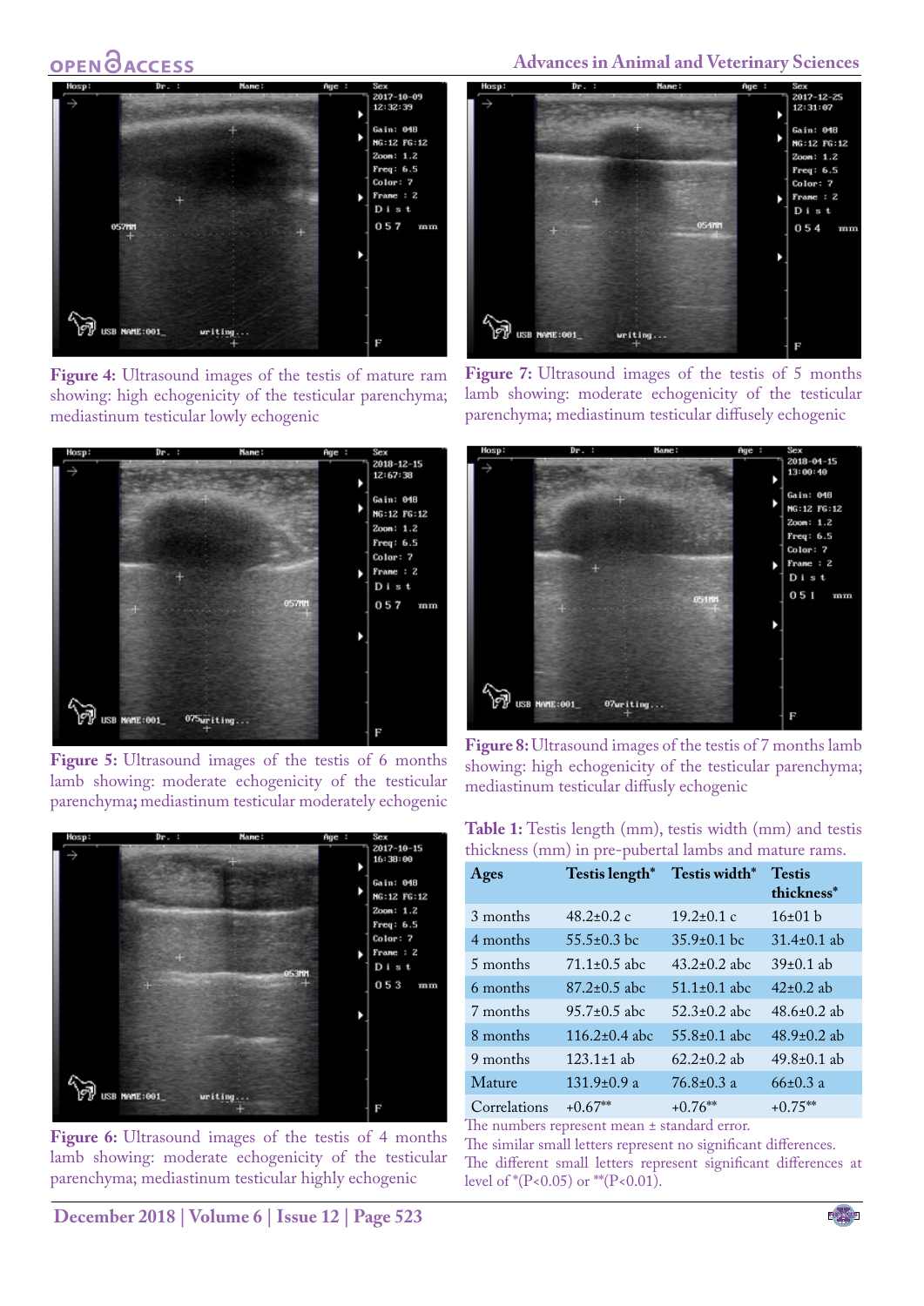Figure 4: Ultrasound images of the testis of mature ram showing: high echogenicity of the testicular parenchyma; mediastinum testicular lowly echogenic

Figure 5: Ultrasound images of the testis of 6 months lamb showing: moderate echogenicity of the testicular parenchyma; mediastinum testicular moderately echogenic

Figure 6: Ultrasound images of the testis of 4 months lamb showing: moderate echogenicity of the testicular parenchyma; mediastinum testicular highly echogenic

Figure 7: Ultrasound images of the testis of 5 months lamb showing: moderate echogenicity of the testicular parenchyma; mediastinum testicular diffusely echogenic

Figure 8: Ultrasound images of the testis of 7 months lamb showing: high echogenicity of the testicular parenchyma; mediastinum testicular diffusely echogenic

**Table 1:** Testis length (mm), testis width (mm) and testis thickness (mm) in pre-pubertal lambs and mature rams.

| Ages | Testis length* | Testis width* | Testis thickness* |
|---|---|---|---|
| 3 months | 48.2±0.2 c | 19.2±0.1 c | 16±01 b |
| 4 months | 55.5±0.3 bc | 35.9±0.1 bc | 31.4±0.1 ab |
| 5 months | 71.1±0.5 abc | 43.2±0.2 abc | 39±0.1 ab |
| 6 months | 87.2±0.5 abc | 51.1±0.1 abc | 42±0.2 ab |
| 7 months | 95.7±0.5 abc | 52.3±0.2 abc | 48.6±0.2 ab |
| 8 months | 116.2±0.4 abc | 55.8±0.1 abc | 48.9±0.2 ab |
| 9 months | 123.1±1 ab | 62.2±0.2 ab | 49.8±0.1 ab |
| Mature | 131.9±0.9 a | 76.8±0.3 a | 66±0.3 a |
| Correlations | +0.67** | +0.76** | +0.75** |

The numbers represent mean ± standard error.
The similar small letters represent no significant differences.
The different small letters represent significant differences at level of *($P<0.05$) or **($P<0.01$).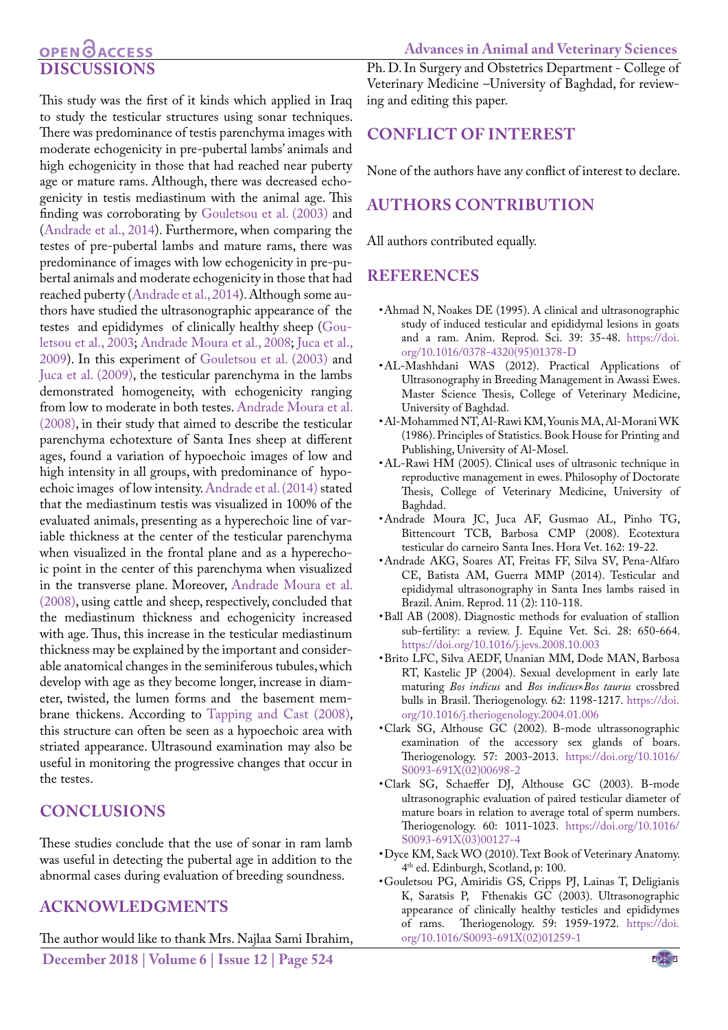## DISCUSSIONS

This study was the first of it kinds which applied in Iraq to study the testicular structures using sonar techniques. There was predominance of testis parenchyma images with moderate echogenicity in pre-pubertal lambs' animals and high echogenicity in those that had reached near puberty age or mature rams. Although, there was decreased echogenicity in testis mediastinum with the animal age. This finding was corroborating by Gouletsou et al. (2003) and (Andrade et al., 2014). Furthermore, when comparing the testes of pre-pubertal lambs and mature rams, there was predominance of images with low echogenicity in pre-pubertal animals and moderate echogenicity in those that had reached puberty (Andrade et al., 2014). Although some authors have studied the ultrasonographic appearance of the testes and epididymes of clinically healthy sheep (Gouletsou et al., 2003; Andrade Moura et al., 2008; Juca et al., 2009). In this experiment of Gouletsou et al. (2003) and Juca et al. (2009), the testicular parenchyma in the lambs demonstrated homogeneity, with echogenicity ranging from low to moderate in both testes. Andrade Moura et al. (2008), in their study that aimed to describe the testicular parenchyma echotexture of Santa Ines sheep at different ages, found a variation of hypoechoic images of low and high intensity in all groups, with predominance of hypoechoic images of low intensity. Andrade et al. (2014) stated that the mediastinum testis was visualized in 100% of the evaluated animals, presenting as a hyperechoic line of variable thickness at the center of the testicular parenchyma when visualized in the frontal plane and as a hyperechoic point in the center of this parenchyma when visualized in the transverse plane. Moreover, Andrade Moura et al. (2008), using cattle and sheep, respectively, concluded that the mediastinum thickness and echogenicity increased with age. Thus, this increase in the testicular mediastinum thickness may be explained by the important and considerable anatomical changes in the seminiferous tubules, which develop with age as they become longer, increase in diameter, twisted, the lumen forms and the basement membrane thickens. According to Tapping and Cast (2008), this structure can often be seen as a hypoechoic area with striated appearance. Ultrasound examination may also be useful in monitoring the progressive changes that occur in the testes.

## CONCLUSIONS

These studies conclude that the use of sonar in ram lamb was useful in detecting the pubertal age in addition to the abnormal cases during evaluation of breeding soundness.

## ACKNOWLEDGMENTS

The author would like to thank Mrs. Najlaa Sami Ibrahim, Ph. D. In Surgery and Obstetrics Department - College of Veterinary Medicine –University of Baghdad, for reviewing and editing this paper.

## CONFLICT OF INTEREST

None of the authors have any conflict of interest to declare.

## AUTHORS CONTRIBUTION

All authors contributed equally.

## REFERENCES

- Ahmad N, Noakes DE (1995). A clinical and ultrasonographic study of induced testicular and epididymal lesions in goats and a ram. Anim. Reprod. Sci. 39: 35-48. https://doi.org/10.1016/0378-4320(95)01378-D
- AL-Mashhdani WAS (2012). Practical Applications of Ultrasonography in Breeding Management in Awassi Ewes. Master Science Thesis, College of Veterinary Medicine, University of Baghdad.
- Al-Mohammed NT, Al-Rawi KM, Younis MA, Al-Morani WK (1986). Principles of Statistics. Book House for Printing and Publishing, University of Al-Mosel.
- AL-Rawi HM (2005). Clinical uses of ultrasonic technique in reproductive management in ewes. Philosophy of Doctorate Thesis, College of Veterinary Medicine, University of Baghdad.
- Andrade Moura JC, Juca AF, Gusmao AL, Pinho TG, Bittencourt TCB, Barbosa CMP (2008). Ecotextura testicular do carneiro Santa Ines. Hora Vet. 162: 19-22.
- Andrade AKG, Soares AT, Freitas FF, Silva SV, Pena-Alfaro CE, Batista AM, Guerra MMP (2014). Testicular and epididymal ultrasonography in Santa Ines lambs raised in Brazil. Anim. Reprod. 11 (2): 110-118.
- Ball AB (2008). Diagnostic methods for evaluation of stallion sub-fertility: a review. J. Equine Vet. Sci. 28: 650-664. https://doi.org/10.1016/j.jevs.2008.10.003
- Brito LFC, Silva AEDF, Unanian MM, Dode MAN, Barbosa RT, Kastelic JP (2004). Sexual development in early late maturing *Bos indicus* and *Bos indicus*×*Bos taurus* crossbred bulls in Brasil. Theriogenology. 62: 1198-1217. https://doi.org/10.1016/j.theriogenology.2004.01.006
- Clark SG, Althouse GC (2002). B-mode ultrassonographic examination of the accessory sex glands of boars. Theriogenology. 57: 2003-2013. https://doi.org/10.1016/S0093-691X(02)00698-2
- Clark SG, Schaeffer DJ, Althouse GC (2003). B-mode ultrasonographic evaluation of paired testicular diameter of mature boars in relation to average total of sperm numbers. Theriogenology. 60: 1011-1023. https://doi.org/10.1016/S0093-691X(03)00127-4
- Dyce KM, Sack WO (2010). Text Book of Veterinary Anatomy. 4th ed. Edinburgh, Scotland, p: 100.
- Gouletsou PG, Amiridis GS, Cripps PJ, Lainas T, Deligianis K, Saratsis P, Fthenakis GC (2003). Ultrasonographic appearance of clinically healthy testicles and epididymes of rams. Theriogenology. 59: 1959-1972. https://doi.org/10.1016/S0093-691X(02)01259-1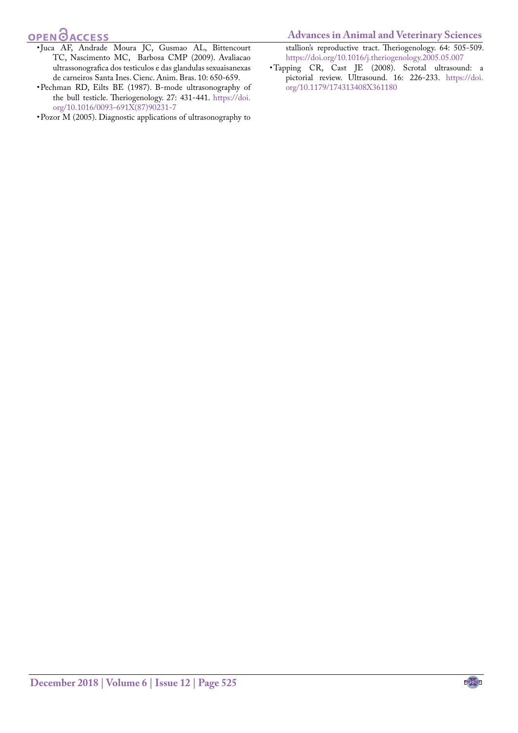- Juca AF, Andrade Moura JC, Gusmao AL, Bittencourt TC, Nascimento MC, Barbosa CMP (2009). Avaliacao ultrassonografica dos testiculos e das glandulas sexuaisanexas de carneiros Santa Ines. Cienc. Anim. Bras. 10: 650-659.
- Pechman RD, Eilts BE (1987). B-mode ultrasonography of the bull testicle. Theriogenology. 27: 431-441. https://doi.org/10.1016/0093-691X(87)90231-7
- Pozor M (2005). Diagnostic applications of ultrasonography to stallion's reproductive tract. Theriogenology. 64: 505-509. https://doi.org/10.1016/j.theriogenology.2005.05.007
- Tapping CR, Cast JE (2008). Scrotal ultrasound: a pictorial review. Ultrasound. 16: 226-233. https://doi.org/10.1179/174313408X361180